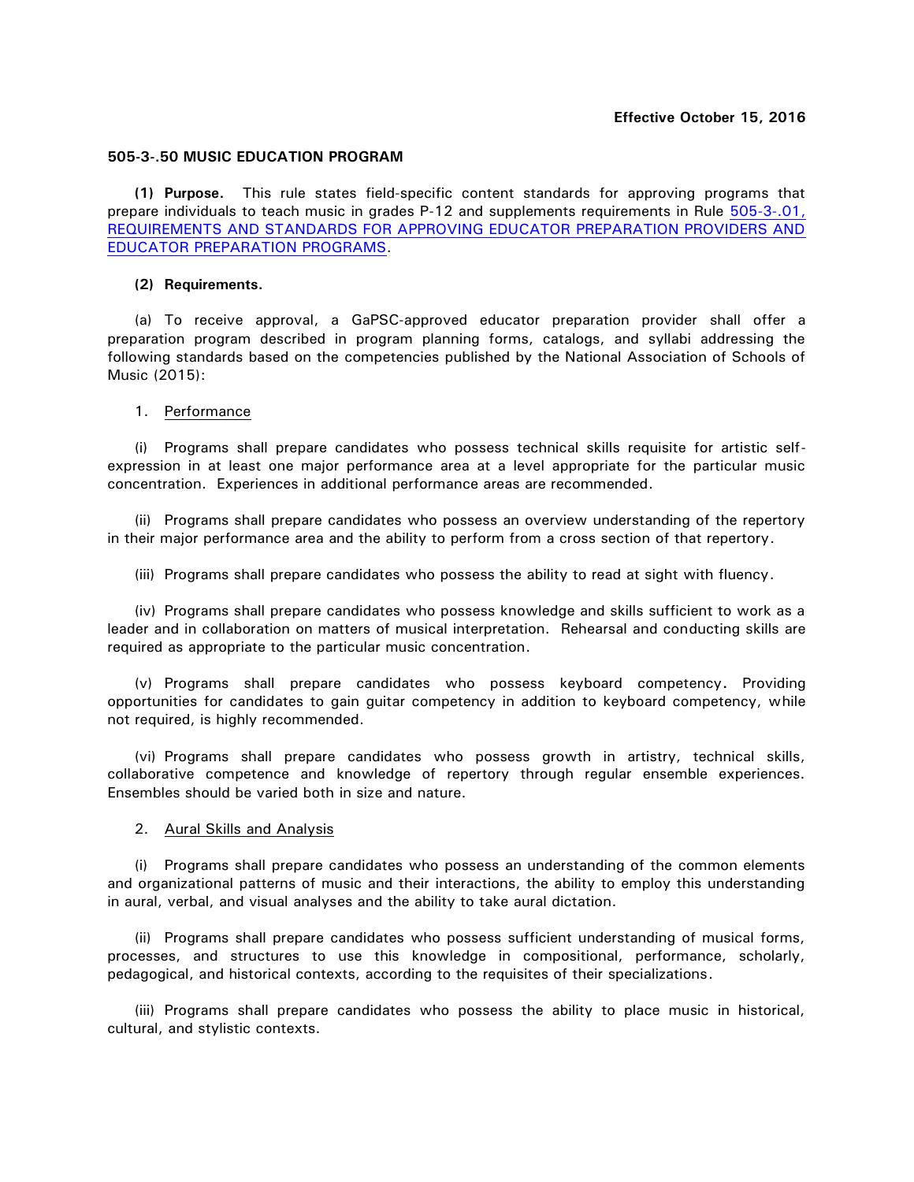**Effective October 15, 2016**

**505-3-.50 MUSIC EDUCATION PROGRAM**

**(1) Purpose.** This rule states field-specific content standards for approving programs that prepare individuals to teach music in grades P-12 and supplements requirements in Rule 505-3-.01, REQUIREMENTS AND STANDARDS FOR APPROVING EDUCATOR PREPARATION PROVIDERS AND EDUCATOR PREPARATION PROGRAMS.

**(2) Requirements.**

(a) To receive approval, a GaPSC-approved educator preparation provider shall offer a preparation program described in program planning forms, catalogs, and syllabi addressing the following standards based on the competencies published by the National Association of Schools of Music (2015):

1. Performance

(i) Programs shall prepare candidates who possess technical skills requisite for artistic self-expression in at least one major performance area at a level appropriate for the particular music concentration. Experiences in additional performance areas are recommended.

(ii) Programs shall prepare candidates who possess an overview understanding of the repertory in their major performance area and the ability to perform from a cross section of that repertory.

(iii) Programs shall prepare candidates who possess the ability to read at sight with fluency.

(iv) Programs shall prepare candidates who possess knowledge and skills sufficient to work as a leader and in collaboration on matters of musical interpretation. Rehearsal and conducting skills are required as appropriate to the particular music concentration.

(v) Programs shall prepare candidates who possess keyboard competency. Providing opportunities for candidates to gain guitar competency in addition to keyboard competency, while not required, is highly recommended.

(vi) Programs shall prepare candidates who possess growth in artistry, technical skills, collaborative competence and knowledge of repertory through regular ensemble experiences. Ensembles should be varied both in size and nature.

2. Aural Skills and Analysis

(i) Programs shall prepare candidates who possess an understanding of the common elements and organizational patterns of music and their interactions, the ability to employ this understanding in aural, verbal, and visual analyses and the ability to take aural dictation.

(ii) Programs shall prepare candidates who possess sufficient understanding of musical forms, processes, and structures to use this knowledge in compositional, performance, scholarly, pedagogical, and historical contexts, according to the requisites of their specializations.

(iii) Programs shall prepare candidates who possess the ability to place music in historical, cultural, and stylistic contexts.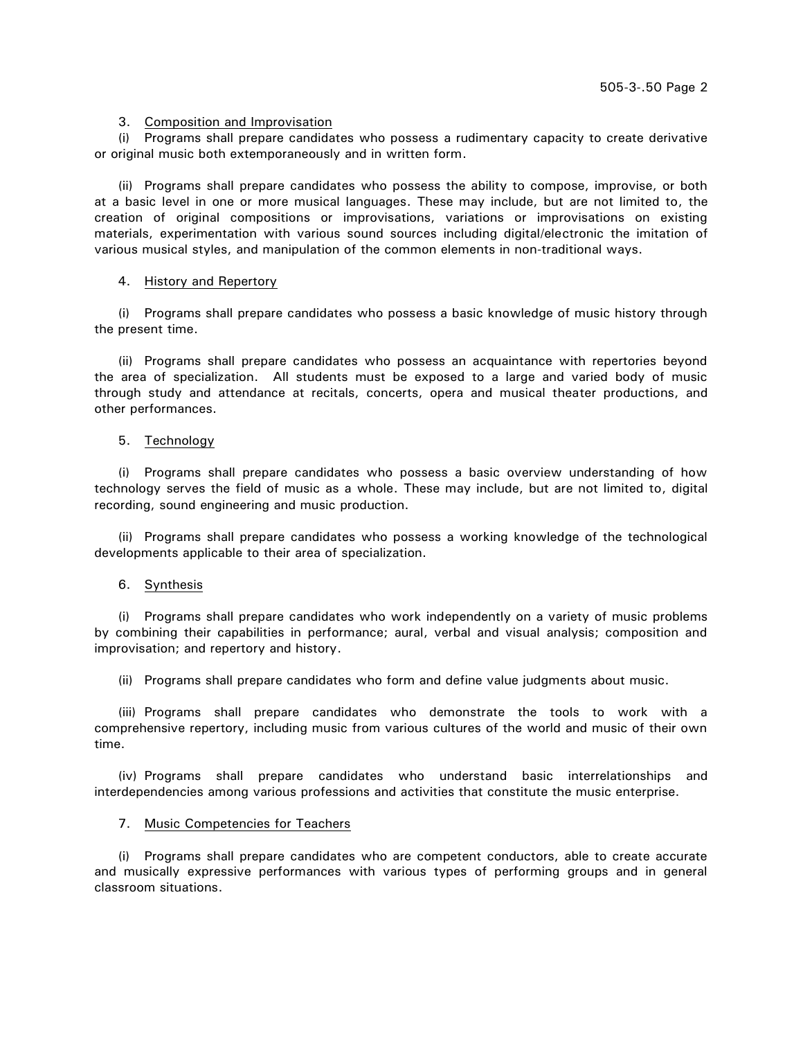3. <u>Composition and Improvisation</u>

(i) Programs shall prepare candidates who possess a rudimentary capacity to create derivative or original music both extemporaneously and in written form.

(ii) Programs shall prepare candidates who possess the ability to compose, improvise, or both at a basic level in one or more musical languages. These may include, but are not limited to, the creation of original compositions or improvisations, variations or improvisations on existing materials, experimentation with various sound sources including digital/electronic the imitation of various musical styles, and manipulation of the common elements in non-traditional ways.

4. <u>History and Repertory</u>

(i) Programs shall prepare candidates who possess a basic knowledge of music history through the present time.

(ii) Programs shall prepare candidates who possess an acquaintance with repertories beyond the area of specialization. All students must be exposed to a large and varied body of music through study and attendance at recitals, concerts, opera and musical theater productions, and other performances.

5. <u>Technology</u>

(i) Programs shall prepare candidates who possess a basic overview understanding of how technology serves the field of music as a whole. These may include, but are not limited to, digital recording, sound engineering and music production.

(ii) Programs shall prepare candidates who possess a working knowledge of the technological developments applicable to their area of specialization.

6. <u>Synthesis</u>

(i) Programs shall prepare candidates who work independently on a variety of music problems by combining their capabilities in performance; aural, verbal and visual analysis; composition and improvisation; and repertory and history.

(ii) Programs shall prepare candidates who form and define value judgments about music.

(iii) Programs shall prepare candidates who demonstrate the tools to work with a comprehensive repertory, including music from various cultures of the world and music of their own time.

(iv) Programs shall prepare candidates who understand basic interrelationships and interdependencies among various professions and activities that constitute the music enterprise.

7. <u>Music Competencies for Teachers</u>

(i) Programs shall prepare candidates who are competent conductors, able to create accurate and musically expressive performances with various types of performing groups and in general classroom situations.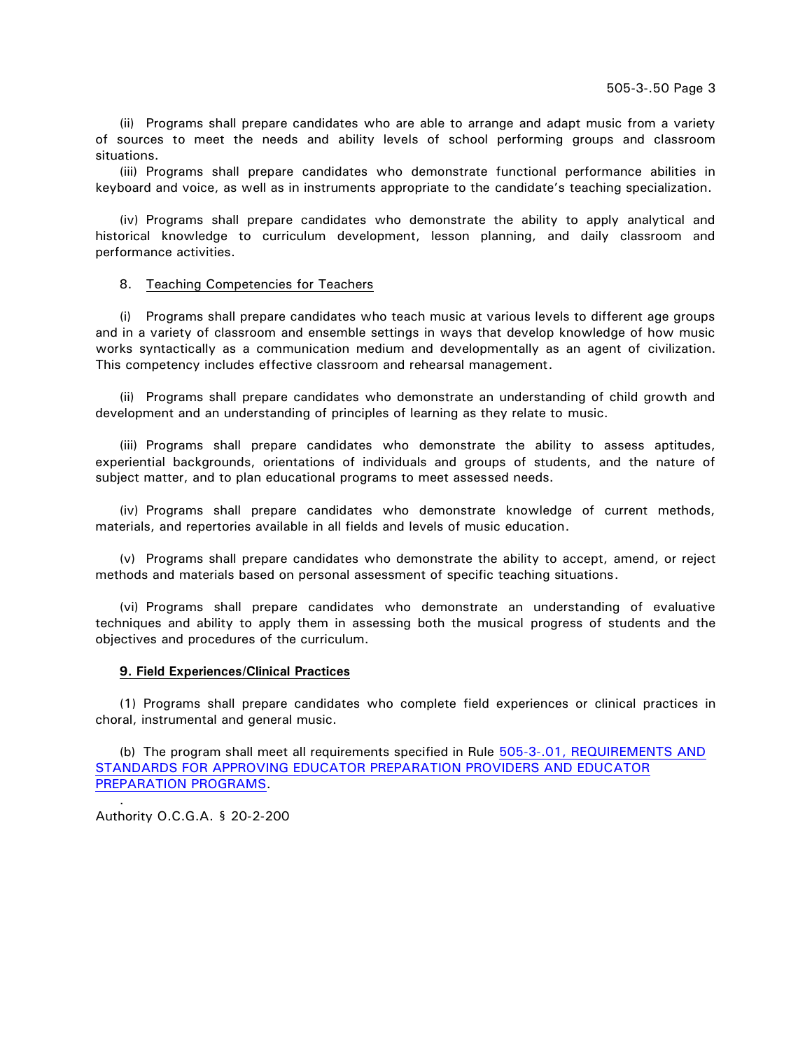(ii) Programs shall prepare candidates who are able to arrange and adapt music from a variety of sources to meet the needs and ability levels of school performing groups and classroom situations.

(iii) Programs shall prepare candidates who demonstrate functional performance abilities in keyboard and voice, as well as in instruments appropriate to the candidate's teaching specialization.

(iv) Programs shall prepare candidates who demonstrate the ability to apply analytical and historical knowledge to curriculum development, lesson planning, and daily classroom and performance activities.

8. Teaching Competencies for Teachers

(i) Programs shall prepare candidates who teach music at various levels to different age groups and in a variety of classroom and ensemble settings in ways that develop knowledge of how music works syntactically as a communication medium and developmentally as an agent of civilization. This competency includes effective classroom and rehearsal management.

(ii) Programs shall prepare candidates who demonstrate an understanding of child growth and development and an understanding of principles of learning as they relate to music.

(iii) Programs shall prepare candidates who demonstrate the ability to assess aptitudes, experiential backgrounds, orientations of individuals and groups of students, and the nature of subject matter, and to plan educational programs to meet assessed needs.

(iv) Programs shall prepare candidates who demonstrate knowledge of current methods, materials, and repertories available in all fields and levels of music education.

(v) Programs shall prepare candidates who demonstrate the ability to accept, amend, or reject methods and materials based on personal assessment of specific teaching situations.

(vi) Programs shall prepare candidates who demonstrate an understanding of evaluative techniques and ability to apply them in assessing both the musical progress of students and the objectives and procedures of the curriculum.

**9. Field Experiences/Clinical Practices**

(1) Programs shall prepare candidates who complete field experiences or clinical practices in choral, instrumental and general music.

(b) The program shall meet all requirements specified in Rule 505-3-.01, REQUIREMENTS AND STANDARDS FOR APPROVING EDUCATOR PREPARATION PROVIDERS AND EDUCATOR PREPARATION PROGRAMS.

.

Authority O.C.G.A. § 20-2-200